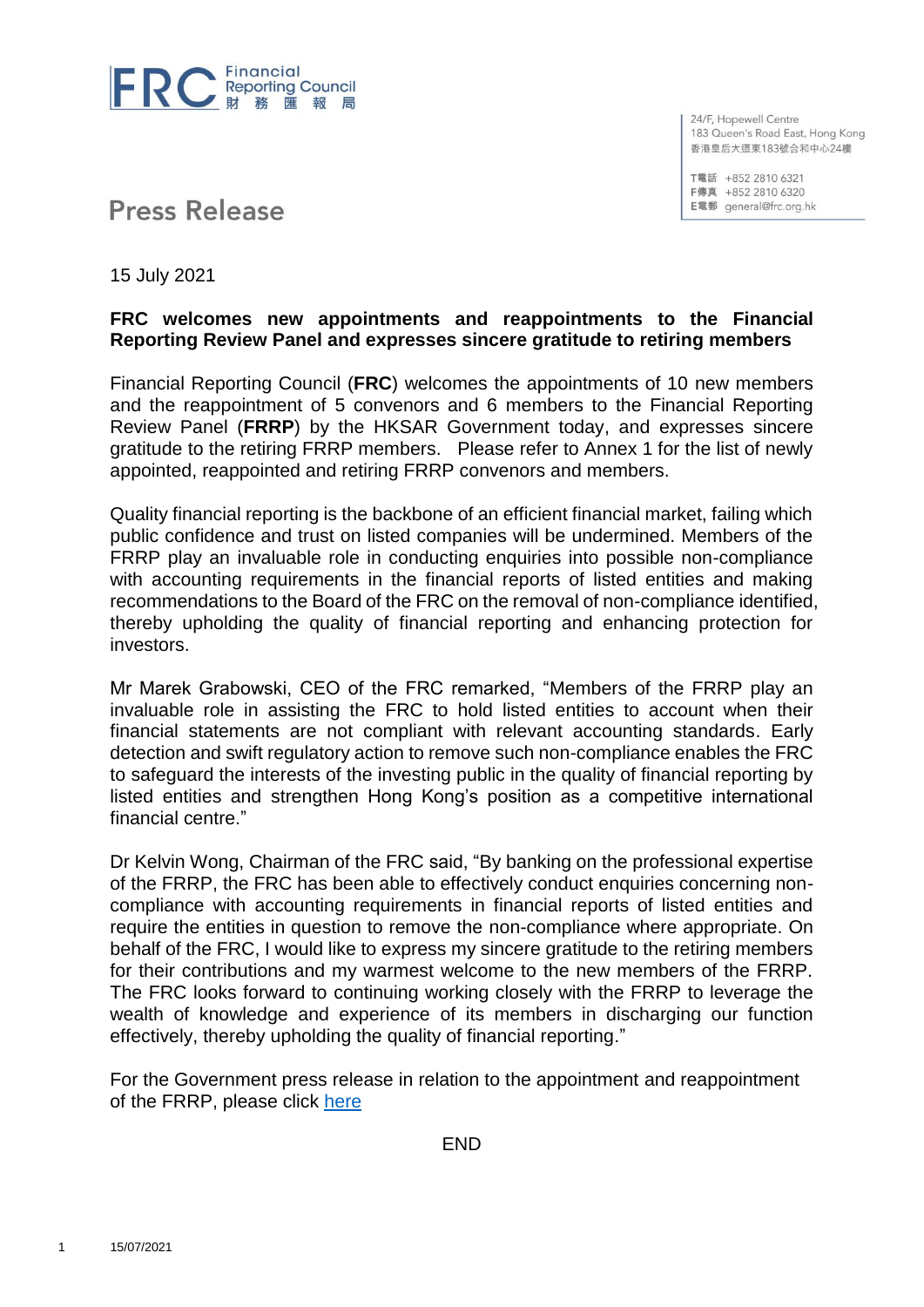# Press Release

24/F, Hopewell Centre
183 Queen's Road East, Hong Kong
香港皇后大道東183號合和中心24樓

T電話 +852 2810 6321
F傳真 +852 2810 6320
E電郵 general@frc.org.hk

15 July 2021

**FRC welcomes new appointments and reappointments to the Financial Reporting Review Panel and expresses sincere gratitude to retiring members**

Financial Reporting Council (**FRC**) welcomes the appointments of 10 new members and the reappointment of 5 convenors and 6 members to the Financial Reporting Review Panel (**FRRP**) by the HKSAR Government today, and expresses sincere gratitude to the retiring FRRP members. Please refer to Annex 1 for the list of newly appointed, reappointed and retiring FRRP convenors and members.

Quality financial reporting is the backbone of an efficient financial market, failing which public confidence and trust on listed companies will be undermined. Members of the FRRP play an invaluable role in conducting enquiries into possible non-compliance with accounting requirements in the financial reports of listed entities and making recommendations to the Board of the FRC on the removal of non-compliance identified, thereby upholding the quality of financial reporting and enhancing protection for investors.

Mr Marek Grabowski, CEO of the FRC remarked, "Members of the FRRP play an invaluable role in assisting the FRC to hold listed entities to account when their financial statements are not compliant with relevant accounting standards. Early detection and swift regulatory action to remove such non-compliance enables the FRC to safeguard the interests of the investing public in the quality of financial reporting by listed entities and strengthen Hong Kong's position as a competitive international financial centre."

Dr Kelvin Wong, Chairman of the FRC said, "By banking on the professional expertise of the FRRP, the FRC has been able to effectively conduct enquiries concerning non-compliance with accounting requirements in financial reports of listed entities and require the entities in question to remove the non-compliance where appropriate. On behalf of the FRC, I would like to express my sincere gratitude to the retiring members for their contributions and my warmest welcome to the new members of the FRRP. The FRC looks forward to continuing working closely with the FRRP to leverage the wealth of knowledge and experience of its members in discharging our function effectively, thereby upholding the quality of financial reporting."

For the Government press release in relation to the appointment and reappointment of the FRRP, please click here

END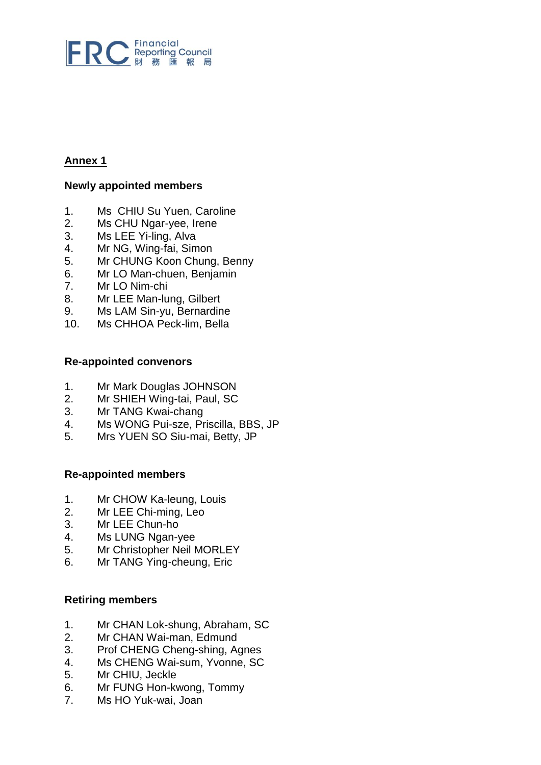## Annex 1

**Newly appointed members**

1. Ms CHIU Su Yuen, Caroline
2. Ms CHU Ngar-yee, Irene
3. Ms LEE Yi-ling, Alva
4. Mr NG, Wing-fai, Simon
5. Mr CHUNG Koon Chung, Benny
6. Mr LO Man-chuen, Benjamin
7. Mr LO Nim-chi
8. Mr LEE Man-lung, Gilbert
9. Ms LAM Sin-yu, Bernardine
10. Ms CHHOA Peck-lim, Bella

**Re-appointed convenors**

1. Mr Mark Douglas JOHNSON
2. Mr SHIEH Wing-tai, Paul, SC
3. Mr TANG Kwai-chang
4. Ms WONG Pui-sze, Priscilla, BBS, JP
5. Mrs YUEN SO Siu-mai, Betty, JP

**Re-appointed members**

1. Mr CHOW Ka-leung, Louis
2. Mr LEE Chi-ming, Leo
3. Mr LEE Chun-ho
4. Ms LUNG Ngan-yee
5. Mr Christopher Neil MORLEY
6. Mr TANG Ying-cheung, Eric

**Retiring members**

1. Mr CHAN Lok-shung, Abraham, SC
2. Mr CHAN Wai-man, Edmund
3. Prof CHENG Cheng-shing, Agnes
4. Ms CHENG Wai-sum, Yvonne, SC
5. Mr CHIU, Jeckle
6. Mr FUNG Hon-kwong, Tommy
7. Ms HO Yuk-wai, Joan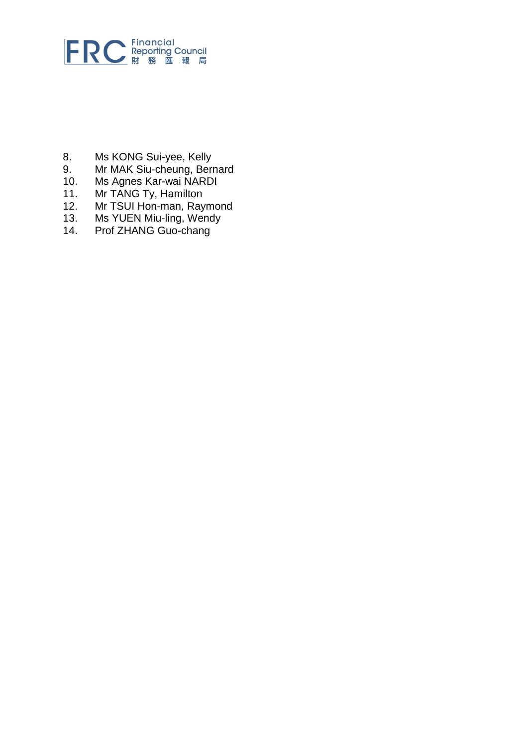8. Ms KONG Sui-yee, Kelly
9. Mr MAK Siu-cheung, Bernard
10. Ms Agnes Kar-wai NARDI
11. Mr TANG Ty, Hamilton
12. Mr TSUI Hon-man, Raymond
13. Ms YUEN Miu-ling, Wendy
14. Prof ZHANG Guo-chang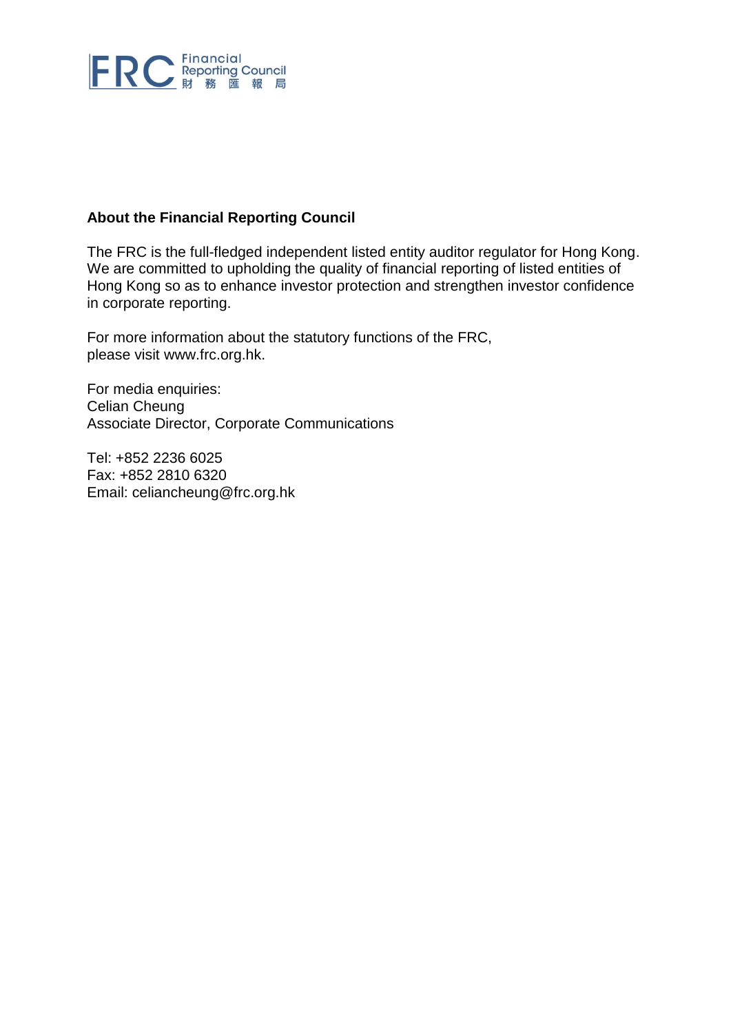**About the Financial Reporting Council**

The FRC is the full-fledged independent listed entity auditor regulator for Hong Kong. We are committed to upholding the quality of financial reporting of listed entities of Hong Kong so as to enhance investor protection and strengthen investor confidence in corporate reporting.

For more information about the statutory functions of the FRC, please visit www.frc.org.hk.

For media enquiries:
Celian Cheung
Associate Director, Corporate Communications

Tel: +852 2236 6025
Fax: +852 2810 6320
Email: celiancheung@frc.org.hk